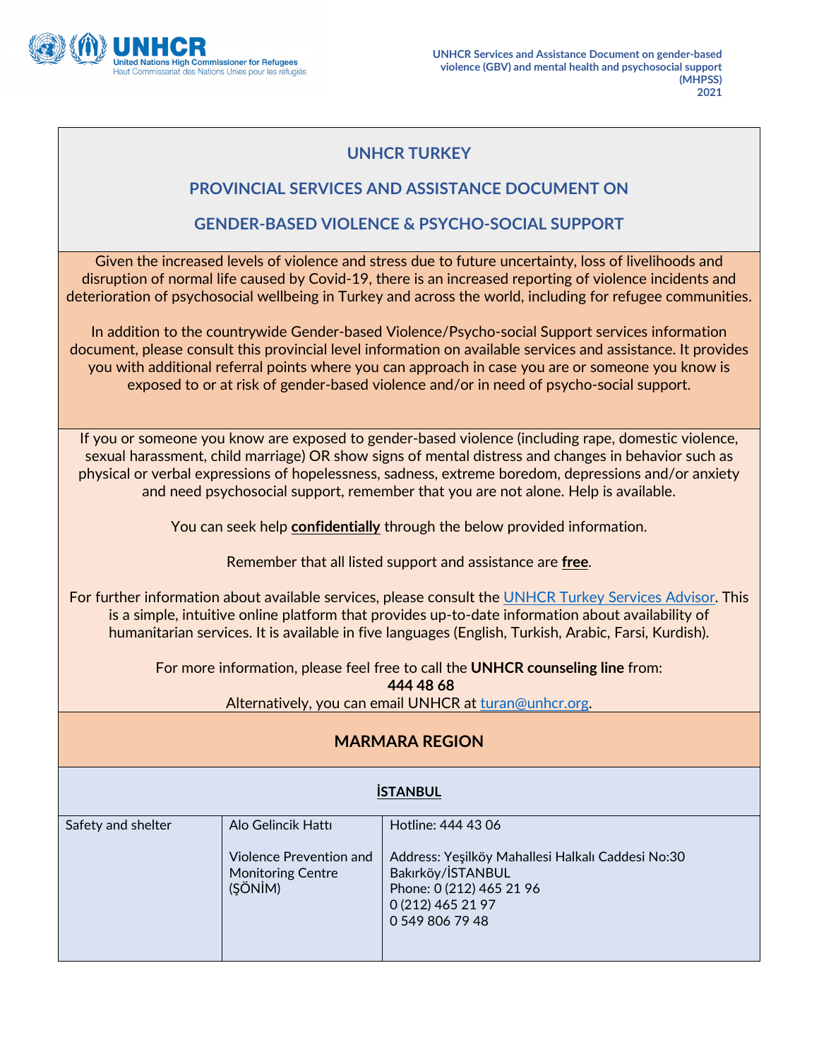# UNHCR TURKEY

## PROVINCIAL SERVICES AND ASSISTANCE DOCUMENT ON

## GENDER-BASED VIOLENCE & PSYCHO-SOCIAL SUPPORT

Given the increased levels of violence and stress due to future uncertainty, loss of livelihoods and disruption of normal life caused by Covid-19, there is an increased reporting of violence incidents and deterioration of psychosocial wellbeing in Turkey and across the world, including for refugee communities.

In addition to the countrywide Gender-based Violence/Psycho-social Support services information document, please consult this provincial level information on available services and assistance. It provides you with additional referral points where you can approach in case you are or someone you know is exposed to or at risk of gender-based violence and/or in need of psycho-social support.

If you or someone you know are exposed to gender-based violence (including rape, domestic violence, sexual harassment, child marriage) OR show signs of mental distress and changes in behavior such as physical or verbal expressions of hopelessness, sadness, extreme boredom, depressions and/or anxiety and need psychosocial support, remember that you are not alone. Help is available.

You can seek help **confidentially** through the below provided information.

Remember that all listed support and assistance are **free**.

For further information about available services, please consult the [UNHCR Turkey Services Advisor](). This is a simple, intuitive online platform that provides up-to-date information about availability of humanitarian services. It is available in five languages (English, Turkish, Arabic, Farsi, Kurdish).

For more information, please feel free to call the **UNHCR counseling line** from:
**444 48 68**
Alternatively, you can email UNHCR at turan@unhcr.org.

## MARMARA REGION

### İSTANBUL

| | | |
|---|---|---|
| Safety and shelter | Alo Gelincik Hattı | Hotline: 444 43 06 |
| | Violence Prevention and Monitoring Centre (ŞÖNİM) | Address: Yeşilköy Mahallesi Halkalı Caddesi No:30 Bakırköy/İSTANBUL<br>Phone: 0 (212) 465 21 96<br>0 (212) 465 21 97<br>0 549 806 79 48 |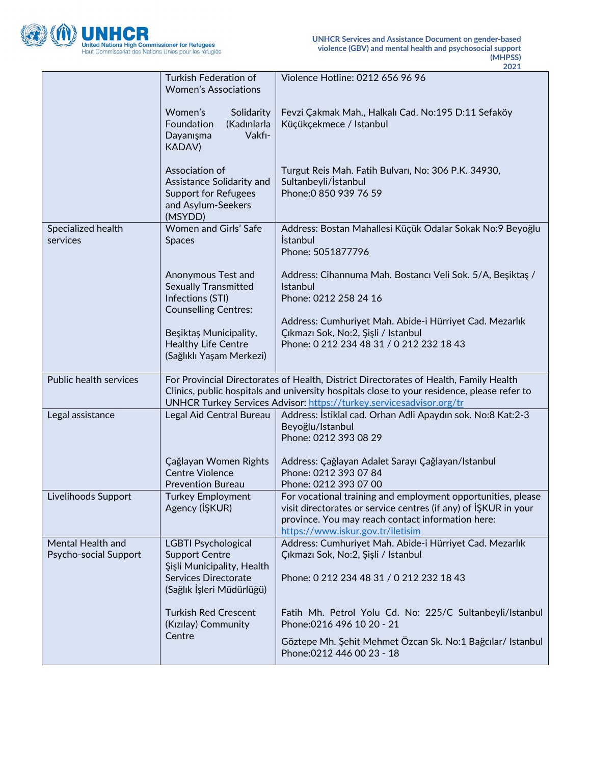| | | |
|---|---|---|
| | Turkish Federation of Women's Associations<br><br>Women's Solidarity Foundation (Kadınlarla Dayanışma Vakfı- KADAV)<br><br>Association of Assistance Solidarity and Support for Refugees and Asylum-Seekers (MSYDD) | Violence Hotline: 0212 656 96 96<br><br>Fevzi Çakmak Mah., Halkalı Cad. No:195 D:11 Sefaköy Küçükçekmece / Istanbul<br><br>Turgut Reis Mah. Fatih Bulvarı, No: 306 P.K. 34930, Sultanbeyli/İstanbul<br>Phone:0 850 939 76 59 |
| Specialized health services | Women and Girls' Safe Spaces<br><br>Anonymous Test and Sexually Transmitted Infections (STI) Counselling Centres:<br><br>Beşiktaş Municipality, Healthy Life Centre (Sağlıklı Yaşam Merkezi) | Address: Bostan Mahallesi Küçük Odalar Sokak No:9 Beyoğlu İstanbul<br>Phone: 5051877796<br><br>Address: Cihannuma Mah. Bostancı Veli Sok. 5/A, Beşiktaş / Istanbul<br>Phone: 0212 258 24 16<br><br>Address: Cumhuriyet Mah. Abide-i Hürriyet Cad. Mezarlık Çıkmazı Sok, No:2, Şişli / Istanbul<br>Phone: 0 212 234 48 31 / 0 212 232 18 43 |
| Public health services | For Provincial Directorates of Health, District Directorates of Health, Family Health Clinics, public hospitals and university hospitals close to your residence, please refer to UNHCR Turkey Services Advisor: https://turkey.servicesadvisor.org/tr | |
| Legal assistance | Legal Aid Central Bureau<br><br>Çağlayan Women Rights Centre Violence Prevention Bureau | Address: İstiklal cad. Orhan Adli Apaydın sok. No:8 Kat:2-3 Beyoğlu/Istanbul<br>Phone: 0212 393 08 29<br><br>Address: Çağlayan Adalet Sarayı Çağlayan/Istanbul<br>Phone: 0212 393 07 84<br>Phone: 0212 393 07 00 |
| Livelihoods Support | Turkey Employment Agency (İŞKUR) | For vocational training and employment opportunities, please visit directorates or service centres (if any) of İŞKUR in your province. You may reach contact information here: https://www.iskur.gov.tr/iletisim |
| Mental Health and Psycho-social Support | LGBTI Psychological Support Centre Şişli Municipality, Health Services Directorate (Sağlık İşleri Müdürlüğü)<br><br>Turkish Red Crescent (Kızılay) Community Centre | Address: Cumhuriyet Mah. Abide-i Hürriyet Cad. Mezarlık Çıkmazı Sok, No:2, Şişli / Istanbul<br><br>Phone: 0 212 234 48 31 / 0 212 232 18 43<br><br>Fatih Mh. Petrol Yolu Cd. No: 225/C Sultanbeyli/Istanbul<br>Phone:0216 496 10 20 - 21<br><br>Göztepe Mh. Şehit Mehmet Özcan Sk. No:1 Bağcılar/ Istanbul<br>Phone:0212 446 00 23 - 18 |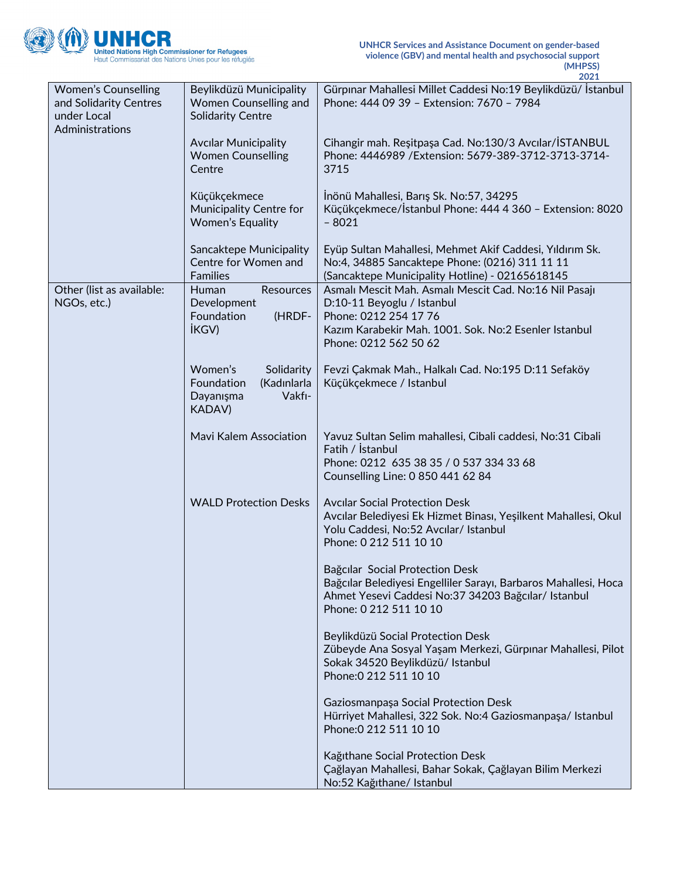| Women's Counselling and Solidarity Centres under Local Administrations | Beylikdüzü Municipality Women Counselling and Solidarity Centre | Gürpınar Mahallesi Millet Caddesi No:19 Beylikdüzü/ İstanbul<br>Phone: 444 09 39 – Extension: 7670 – 7984 |
|---|---|---|
| | Avcılar Municipality Women Counselling Centre | Cihangir mah. Reşitpaşa Cad. No:130/3 Avcılar/İSTANBUL<br>Phone: 4446989 /Extension: 5679-389-3712-3713-3714-3715 |
| | Küçükçekmece Municipality Centre for Women's Equality | İnönü Mahallesi, Barış Sk. No:57, 34295 Küçükçekmece/İstanbul Phone: 444 4 360 – Extension: 8020 – 8021 |
| | Sancaktepe Municipality Centre for Women and Families | Eyüp Sultan Mahallesi, Mehmet Akif Caddesi, Yıldırım Sk. No:4, 34885 Sancaktepe Phone: (0216) 311 11 11 (Sancaktepe Municipality Hotline) - 02165618145 |
| Other (list as available: NGOs, etc.) | Human Resources Development Foundation (HRDF-İKGV) | Asmalı Mescit Mah. Asmalı Mescit Cad. No:16 Nil Pasajı D:10-11 Beyoglu / Istanbul<br>Phone: 0212 254 17 76<br>Kazım Karabekir Mah. 1001. Sok. No:2 Esenler Istanbul<br>Phone: 0212 562 50 62 |
| | Women's Solidarity Foundation (Kadınlarla Dayanışma Vakfı-KADAV) | Fevzi Çakmak Mah., Halkalı Cad. No:195 D:11 Sefaköy Küçükçekmece / Istanbul |
| | Mavi Kalem Association | Yavuz Sultan Selim mahallesi, Cibali caddesi, No:31 Cibali Fatih / İstanbul<br>Phone: 0212 635 38 35 / 0 537 334 33 68<br>Counselling Line: 0 850 441 62 84 |
| | WALD Protection Desks | Avcılar Social Protection Desk<br>Avcılar Belediyesi Ek Hizmet Binası, Yeşilkent Mahallesi, Okul Yolu Caddesi, No:52 Avcılar/ Istanbul<br>Phone: 0 212 511 10 10<br><br>Bağcılar Social Protection Desk<br>Bağcılar Belediyesi Engelliler Sarayı, Barbaros Mahallesi, Hoca Ahmet Yesevi Caddesi No:37 34203 Bağcılar/ Istanbul<br>Phone: 0 212 511 10 10<br><br>Beylikdüzü Social Protection Desk<br>Zübeyde Ana Sosyal Yaşam Merkezi, Gürpınar Mahallesi, Pilot Sokak 34520 Beylikdüzü/ Istanbul<br>Phone:0 212 511 10 10<br><br>Gaziosmanpaşa Social Protection Desk<br>Hürriyet Mahallesi, 322 Sok. No:4 Gaziosmanpaşa/ Istanbul<br>Phone:0 212 511 10 10<br><br>Kağıthane Social Protection Desk<br>Çağlayan Mahallesi, Bahar Sokak, Çağlayan Bilim Merkezi No:52 Kağıthane/ Istanbul |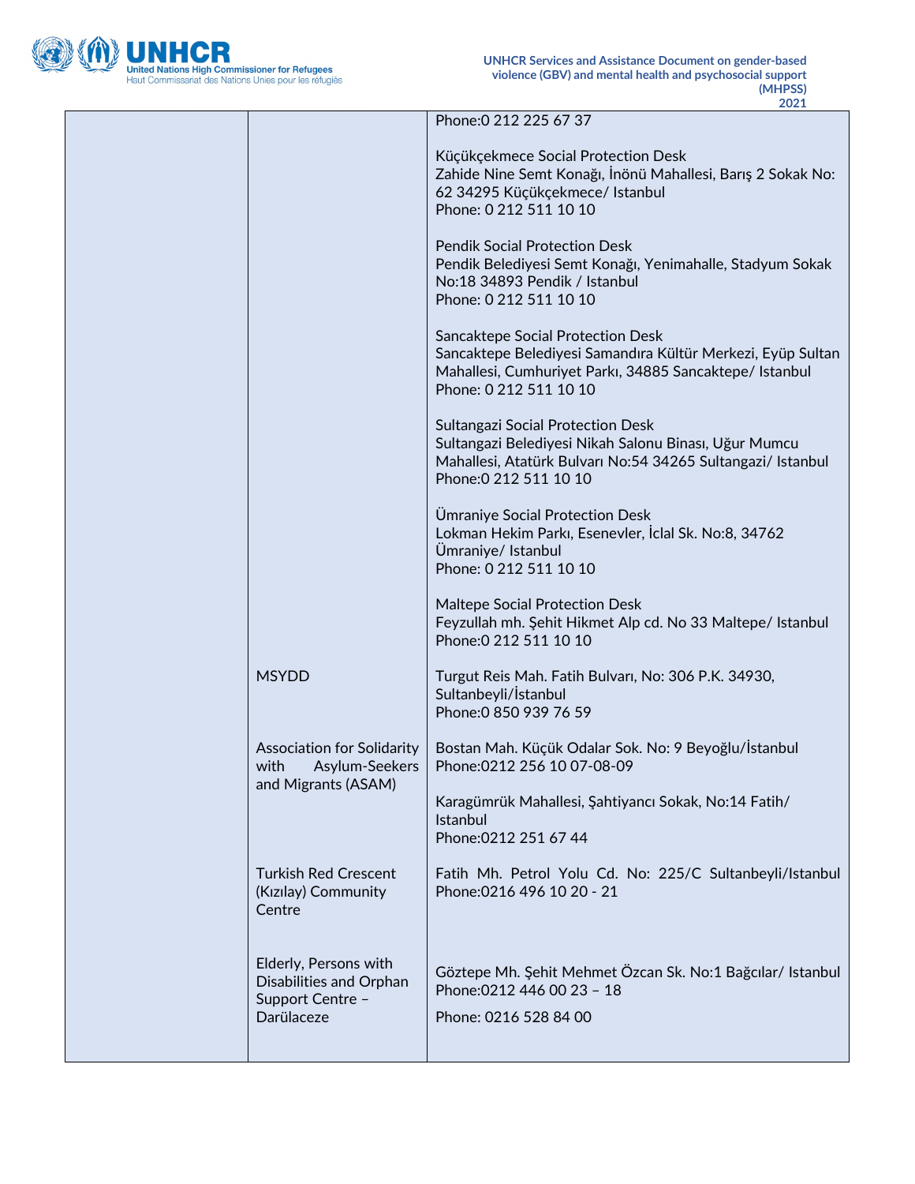| | | |
|---|---|---|
| | | Phone:0 212 225 67 37<br><br>Küçükçekmece Social Protection Desk<br>Zahide Nine Semt Konağı, İnönü Mahallesi, Barış 2 Sokak No: 62 34295 Küçükçekmece/ Istanbul<br>Phone: 0 212 511 10 10<br><br>Pendik Social Protection Desk<br>Pendik Belediyesi Semt Konağı, Yenimahalle, Stadyum Sokak No:18 34893 Pendik / Istanbul<br>Phone: 0 212 511 10 10<br><br>Sancaktepe Social Protection Desk<br>Sancaktepe Belediyesi Samandıra Kültür Merkezi, Eyüp Sultan Mahallesi, Cumhuriyet Parkı, 34885 Sancaktepe/ Istanbul<br>Phone: 0 212 511 10 10<br><br>Sultangazi Social Protection Desk<br>Sultangazi Belediyesi Nikah Salonu Binası, Uğur Mumcu Mahallesi, Atatürk Bulvarı No:54 34265 Sultangazi/ Istanbul<br>Phone:0 212 511 10 10<br><br>Ümraniye Social Protection Desk<br>Lokman Hekim Parkı, Esenevler, İclal Sk. No:8, 34762 Ümraniye/ Istanbul<br>Phone: 0 212 511 10 10<br><br>Maltepe Social Protection Desk<br>Feyzullah mh. Şehit Hikmet Alp cd. No 33 Maltepe/ Istanbul<br>Phone:0 212 511 10 10 |
| | MSYDD | Turgut Reis Mah. Fatih Bulvarı, No: 306 P.K. 34930, Sultanbeyli/İstanbul<br>Phone:0 850 939 76 59 |
| | Association for Solidarity with Asylum-Seekers and Migrants (ASAM) | Bostan Mah. Küçük Odalar Sok. No: 9 Beyoğlu/İstanbul<br>Phone:0212 256 10 07-08-09<br><br>Karagümrük Mahallesi, Şahtiyancı Sokak, No:14 Fatih/ Istanbul<br>Phone:0212 251 67 44 |
| | Turkish Red Crescent (Kızılay) Community Centre | Fatih Mh. Petrol Yolu Cd. No: 225/C Sultanbeyli/Istanbul<br>Phone:0216 496 10 20 - 21 |
| | Elderly, Persons with Disabilities and Orphan Support Centre – Darülaceze | Göztepe Mh. Şehit Mehmet Özcan Sk. No:1 Bağcılar/ Istanbul<br>Phone:0212 446 00 23 – 18<br><br>Phone: 0216 528 84 00 |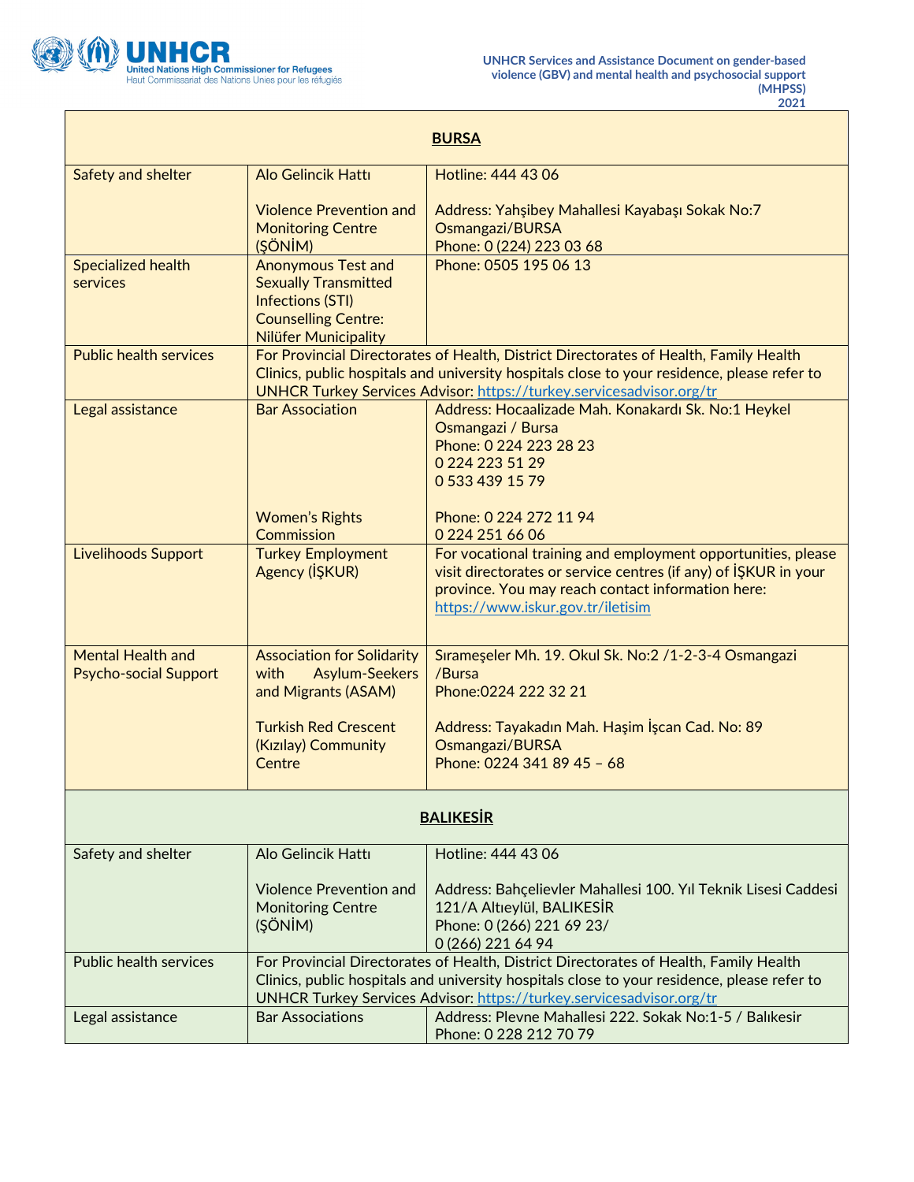| **BURSA** | | |
|---|---|---|
| Safety and shelter | Alo Gelincik Hattı<br><br>Violence Prevention and Monitoring Centre (ŞÖNİM) | Hotline: 444 43 06<br><br>Address: Yahşibey Mahallesi Kayabaşı Sokak No:7 Osmangazi/BURSA<br>Phone: 0 (224) 223 03 68 |
| Specialized health services | Anonymous Test and Sexually Transmitted Infections (STI) Counselling Centre: Nilüfer Municipality | Phone: 0505 195 06 13 |
| Public health services | For Provincial Directorates of Health, District Directorates of Health, Family Health Clinics, public hospitals and university hospitals close to your residence, please refer to UNHCR Turkey Services Advisor: [https://turkey.servicesadvisor.org/tr](https://turkey.servicesadvisor.org/tr) | |
| Legal assistance | Bar Association<br><br><br><br><br>Women's Rights Commission | Address: Hocaalizade Mah. Konakardı Sk. No:1 Heykel Osmangazi / Bursa<br>Phone: 0 224 223 28 23<br>0 224 223 51 29<br>0 533 439 15 79<br><br>Phone: 0 224 272 11 94<br>0 224 251 66 06 |
| Livelihoods Support | Turkey Employment Agency (İŞKUR) | For vocational training and employment opportunities, please visit directorates or service centres (if any) of İŞKUR in your province. You may reach contact information here: [https://www.iskur.gov.tr/iletisim](https://www.iskur.gov.tr/iletisim) |
| Mental Health and Psycho-social Support | Association for Solidarity with Asylum-Seekers and Migrants (ASAM)<br><br>Turkish Red Crescent (Kızılay) Community Centre | Sırameşeler Mh. 19. Okul Sk. No:2 /1-2-3-4 Osmangazi /Bursa<br>Phone:0224 222 32 21<br><br>Address: Tayakadın Mah. Haşim İşcan Cad. No: 89 Osmangazi/BURSA<br>Phone: 0224 341 89 45 – 68 |
| **BALIKESİR** | | |
| Safety and shelter | Alo Gelincik Hattı<br><br>Violence Prevention and Monitoring Centre (ŞÖNİM) | Hotline: 444 43 06<br><br>Address: Bahçelievler Mahallesi 100. Yıl Teknik Lisesi Caddesi 121/A Altıeylül, BALIKESİR<br>Phone: 0 (266) 221 69 23/<br>0 (266) 221 64 94 |
| Public health services | For Provincial Directorates of Health, District Directorates of Health, Family Health Clinics, public hospitals and university hospitals close to your residence, please refer to UNHCR Turkey Services Advisor: [https://turkey.servicesadvisor.org/tr](https://turkey.servicesadvisor.org/tr) | |
| Legal assistance | Bar Associations | Address: Plevne Mahallesi 222. Sokak No:1-5 / Balıkesir<br>Phone: 0 228 212 70 79 |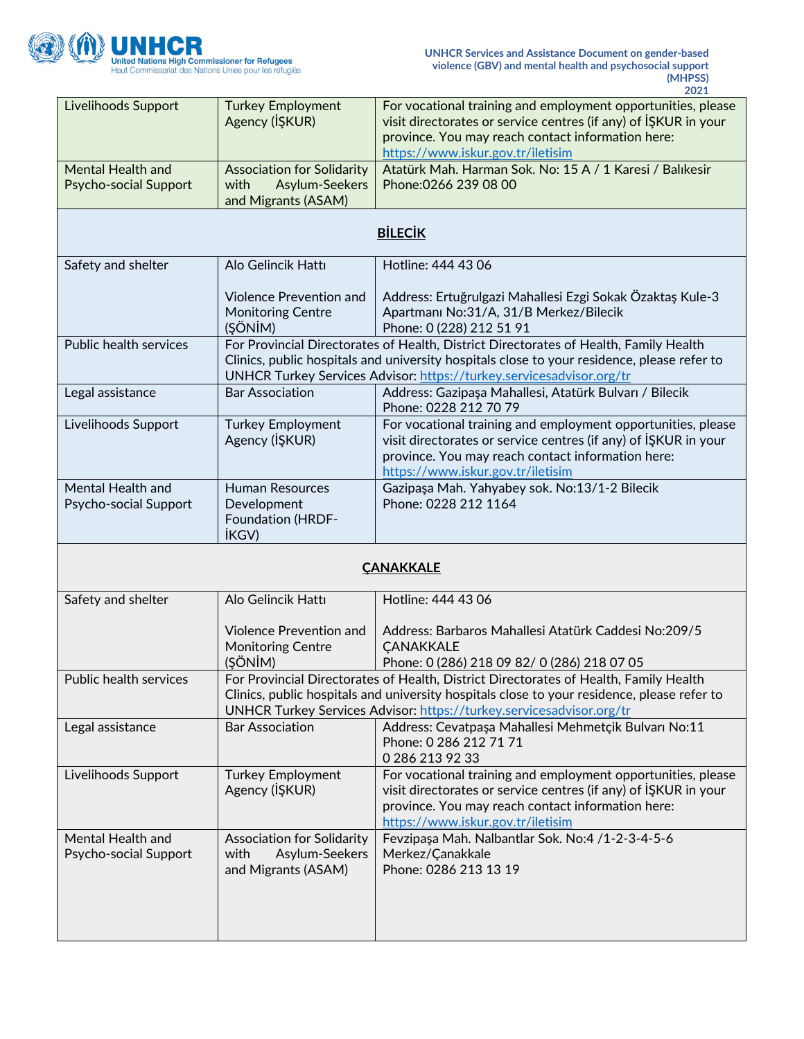| | | |
|---|---|---|
| Livelihoods Support | Turkey Employment Agency (İŞKUR) | For vocational training and employment opportunities, please visit directorates or service centres (if any) of İŞKUR in your province. You may reach contact information here: https://www.iskur.gov.tr/iletisim |
| Mental Health and Psycho-social Support | Association for Solidarity with Asylum-Seekers and Migrants (ASAM) | Atatürk Mah. Harman Sok. No: 15 A / 1 Karesi / Balıkesir<br>Phone:0266 239 08 00 |
| **BİLECİK** | | |
| Safety and shelter | Alo Gelincik Hattı<br><br>Violence Prevention and Monitoring Centre (ŞÖNİM) | Hotline: 444 43 06<br><br>Address: Ertuğrulgazi Mahallesi Ezgi Sokak Özaktaş Kule-3 Apartmanı No:31/A, 31/B Merkez/Bilecik<br>Phone: 0 (228) 212 51 91 |
| Public health services | For Provincial Directorates of Health, District Directorates of Health, Family Health Clinics, public hospitals and university hospitals close to your residence, please refer to UNHCR Turkey Services Advisor: https://turkey.servicesadvisor.org/tr | |
| Legal assistance | Bar Association | Address: Gazipaşa Mahallesi, Atatürk Bulvarı / Bilecik<br>Phone: 0228 212 70 79 |
| Livelihoods Support | Turkey Employment Agency (İŞKUR) | For vocational training and employment opportunities, please visit directorates or service centres (if any) of İŞKUR in your province. You may reach contact information here: https://www.iskur.gov.tr/iletisim |
| Mental Health and Psycho-social Support | Human Resources Development Foundation (HRDF-İKGV) | Gazipaşa Mah. Yahyabey sok. No:13/1-2 Bilecik<br>Phone: 0228 212 1164 |
| **ÇANAKKALE** | | |
| Safety and shelter | Alo Gelincik Hattı<br><br>Violence Prevention and Monitoring Centre (ŞÖNİM) | Hotline: 444 43 06<br><br>Address: Barbaros Mahallesi Atatürk Caddesi No:209/5 ÇANAKKALE<br>Phone: 0 (286) 218 09 82/ 0 (286) 218 07 05 |
| Public health services | For Provincial Directorates of Health, District Directorates of Health, Family Health Clinics, public hospitals and university hospitals close to your residence, please refer to UNHCR Turkey Services Advisor: https://turkey.servicesadvisor.org/tr | |
| Legal assistance | Bar Association | Address: Cevatpaşa Mahallesi Mehmetçik Bulvarı No:11<br>Phone: 0 286 212 71 71<br>0 286 213 92 33 |
| Livelihoods Support | Turkey Employment Agency (İŞKUR) | For vocational training and employment opportunities, please visit directorates or service centres (if any) of İŞKUR in your province. You may reach contact information here: https://www.iskur.gov.tr/iletisim |
| Mental Health and Psycho-social Support | Association for Solidarity with Asylum-Seekers and Migrants (ASAM) | Fevzipaşa Mah. Nalbantlar Sok. No:4 /1-2-3-4-5-6 Merkez/Çanakkale<br>Phone: 0286 213 13 19 |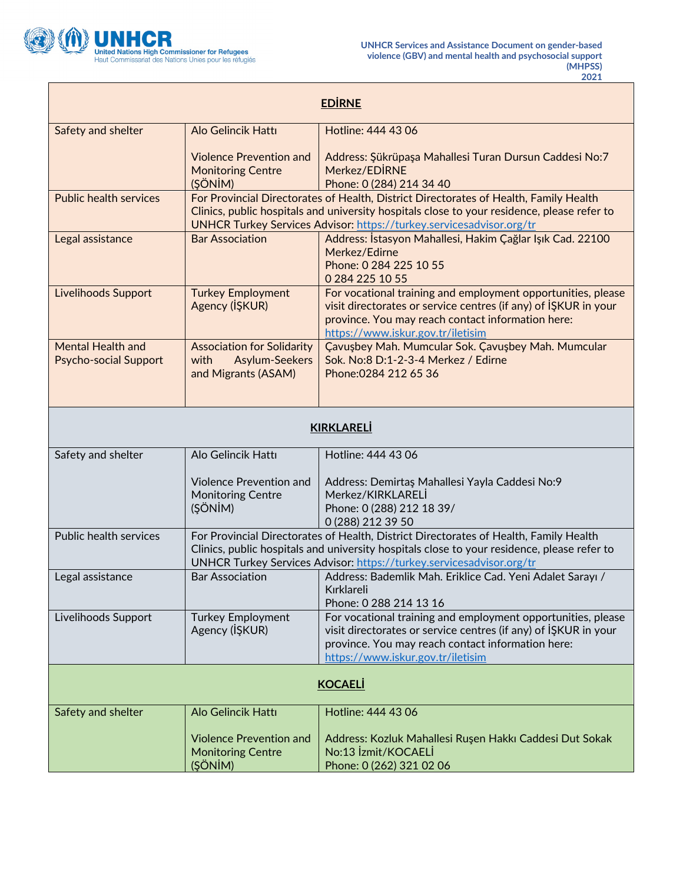| EDİRNE | | |
|---|---|---|
| Safety and shelter | Alo Gelincik Hattı<br><br>Violence Prevention and Monitoring Centre (ŞÖNİM) | Hotline: 444 43 06<br><br>Address: Şükrüpaşa Mahallesi Turan Dursun Caddesi No:7 Merkez/EDİRNE<br>Phone: 0 (284) 214 34 40 |
| Public health services | For Provincial Directorates of Health, District Directorates of Health, Family Health Clinics, public hospitals and university hospitals close to your residence, please refer to UNHCR Turkey Services Advisor: https://turkey.servicesadvisor.org/tr | |
| Legal assistance | Bar Association | Address: İstasyon Mahallesi, Hakim Çağlar Işık Cad. 22100 Merkez/Edirne<br>Phone: 0 284 225 10 55<br>0 284 225 10 55 |
| Livelihoods Support | Turkey Employment Agency (İŞKUR) | For vocational training and employment opportunities, please visit directorates or service centres (if any) of İŞKUR in your province. You may reach contact information here: https://www.iskur.gov.tr/iletisim |
| Mental Health and Psycho-social Support | Association for Solidarity with Asylum-Seekers and Migrants (ASAM) | Çavuşbey Mah. Mumcular Sok. Çavuşbey Mah. Mumcular Sok. No:8 D:1-2-3-4 Merkez / Edirne<br>Phone:0284 212 65 36 |
| **KIRKLARELİ** | | |
| Safety and shelter | Alo Gelincik Hattı<br><br>Violence Prevention and Monitoring Centre (ŞÖNİM) | Hotline: 444 43 06<br><br>Address: Demirtaş Mahallesi Yayla Caddesi No:9 Merkez/KIRKLARELİ<br>Phone: 0 (288) 212 18 39/<br>0 (288) 212 39 50 |
| Public health services | For Provincial Directorates of Health, District Directorates of Health, Family Health Clinics, public hospitals and university hospitals close to your residence, please refer to UNHCR Turkey Services Advisor: https://turkey.servicesadvisor.org/tr | |
| Legal assistance | Bar Association | Address: Bademlik Mah. Eriklice Cad. Yeni Adalet Sarayı / Kırklareli<br>Phone: 0 288 214 13 16 |
| Livelihoods Support | Turkey Employment Agency (İŞKUR) | For vocational training and employment opportunities, please visit directorates or service centres (if any) of İŞKUR in your province. You may reach contact information here: https://www.iskur.gov.tr/iletisim |
| **KOCAELİ** | | |
| Safety and shelter | Alo Gelincik Hattı<br><br>Violence Prevention and Monitoring Centre (ŞÖNİM) | Hotline: 444 43 06<br><br>Address: Kozluk Mahallesi Ruşen Hakkı Caddesi Dut Sokak No:13 İzmit/KOCAELİ<br>Phone: 0 (262) 321 02 06 |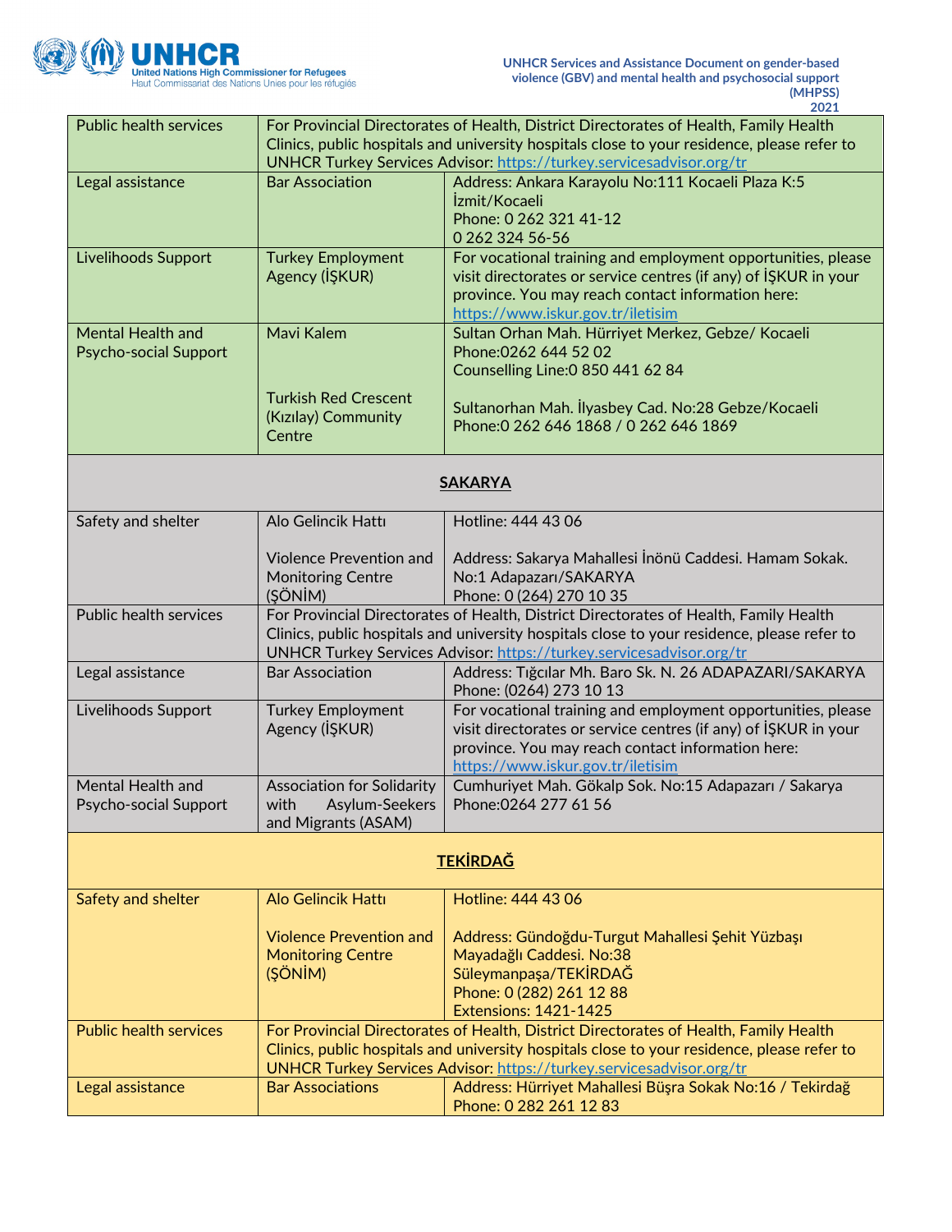| | | |
|---|---|---|
| Public health services | For Provincial Directorates of Health, District Directorates of Health, Family Health Clinics, public hospitals and university hospitals close to your residence, please refer to UNHCR Turkey Services Advisor: https://turkey.servicesadvisor.org/tr | |
| Legal assistance | Bar Association | Address: Ankara Karayolu No:111 Kocaeli Plaza K:5 İzmit/Kocaeli<br>Phone: 0 262 321 41-12<br>0 262 324 56-56 |
| Livelihoods Support | Turkey Employment Agency (İŞKUR) | For vocational training and employment opportunities, please visit directorates or service centres (if any) of İŞKUR in your province. You may reach contact information here: https://www.iskur.gov.tr/iletisim |
| Mental Health and Psycho-social Support | Mavi Kalem<br><br>Turkish Red Crescent (Kızılay) Community Centre | Sultan Orhan Mah. Hürriyet Merkez, Gebze/ Kocaeli<br>Phone:0262 644 52 02<br>Counselling Line:0 850 441 62 84<br><br>Sultanorhan Mah. İlyasbey Cad. No:28 Gebze/Kocaeli<br>Phone:0 262 646 1868 / 0 262 646 1869 |
| **SAKARYA** | | |
| Safety and shelter | Alo Gelincik Hattı<br><br>Violence Prevention and Monitoring Centre (ŞÖNİM) | Hotline: 444 43 06<br><br>Address: Sakarya Mahallesi İnönü Caddesi. Hamam Sokak. No:1 Adapazarı/SAKARYA<br>Phone: 0 (264) 270 10 35 |
| Public health services | For Provincial Directorates of Health, District Directorates of Health, Family Health Clinics, public hospitals and university hospitals close to your residence, please refer to UNHCR Turkey Services Advisor: https://turkey.servicesadvisor.org/tr | |
| Legal assistance | Bar Association | Address: Tığcılar Mh. Baro Sk. N. 26 ADAPAZARI/SAKARYA<br>Phone: (0264) 273 10 13 |
| Livelihoods Support | Turkey Employment Agency (İŞKUR) | For vocational training and employment opportunities, please visit directorates or service centres (if any) of İŞKUR in your province. You may reach contact information here: https://www.iskur.gov.tr/iletisim |
| Mental Health and Psycho-social Support | Association for Solidarity with Asylum-Seekers and Migrants (ASAM) | Cumhuriyet Mah. Gökalp Sok. No:15 Adapazarı / Sakarya<br>Phone:0264 277 61 56 |
| **TEKİRDAĞ** | | |
| Safety and shelter | Alo Gelincik Hattı<br><br>Violence Prevention and Monitoring Centre (ŞÖNİM) | Hotline: 444 43 06<br><br>Address: Gündoğdu-Turgut Mahallesi Şehit Yüzbaşı Mayadağlı Caddesi. No:38<br>Süleymanpaşa/TEKİRDAĞ<br>Phone: 0 (282) 261 12 88<br>Extensions: 1421-1425 |
| Public health services | For Provincial Directorates of Health, District Directorates of Health, Family Health Clinics, public hospitals and university hospitals close to your residence, please refer to UNHCR Turkey Services Advisor: https://turkey.servicesadvisor.org/tr | |
| Legal assistance | Bar Associations | Address: Hürriyet Mahallesi Büşra Sokak No:16 / Tekirdağ<br>Phone: 0 282 261 12 83 |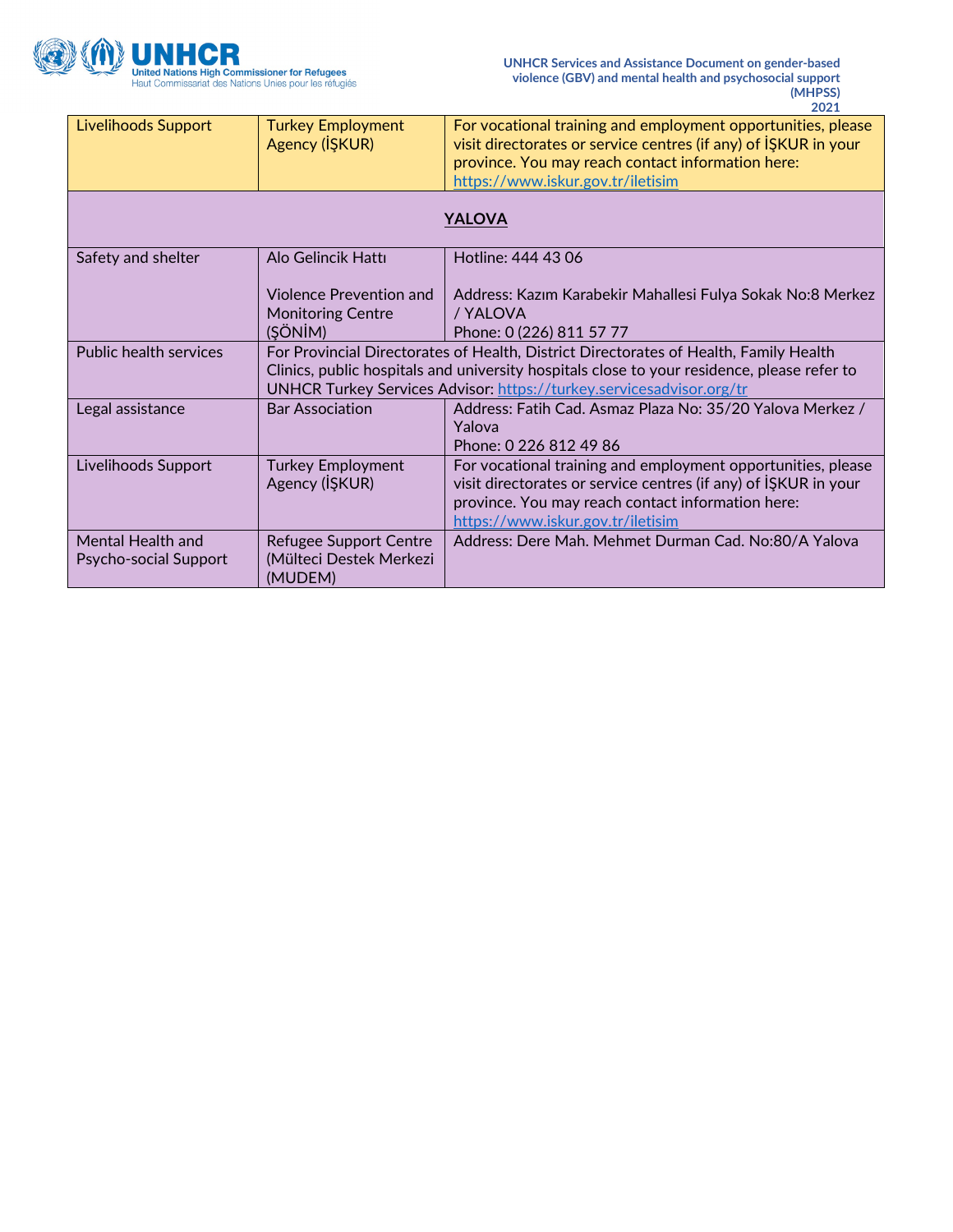| | | |
|---|---|---|
| Livelihoods Support | Turkey Employment Agency (İŞKUR) | For vocational training and employment opportunities, please visit directorates or service centres (if any) of İŞKUR in your province. You may reach contact information here: https://www.iskur.gov.tr/iletisim |
| **YALOVA** | | |
| Safety and shelter | Alo Gelincik Hattı<br><br>Violence Prevention and Monitoring Centre (ŞÖNİM) | Hotline: 444 43 06<br><br>Address: Kazım Karabekir Mahallesi Fulya Sokak No:8 Merkez / YALOVA<br>Phone: 0 (226) 811 57 77 |
| Public health services | For Provincial Directorates of Health, District Directorates of Health, Family Health Clinics, public hospitals and university hospitals close to your residence, please refer to UNHCR Turkey Services Advisor: https://turkey.servicesadvisor.org/tr | |
| Legal assistance | Bar Association | Address: Fatih Cad. Asmaz Plaza No: 35/20 Yalova Merkez / Yalova<br>Phone: 0 226 812 49 86 |
| Livelihoods Support | Turkey Employment Agency (İŞKUR) | For vocational training and employment opportunities, please visit directorates or service centres (if any) of İŞKUR in your province. You may reach contact information here: https://www.iskur.gov.tr/iletisim |
| Mental Health and Psycho-social Support | Refugee Support Centre (Mülteci Destek Merkezi (MUDEM) | Address: Dere Mah. Mehmet Durman Cad. No:80/A Yalova |